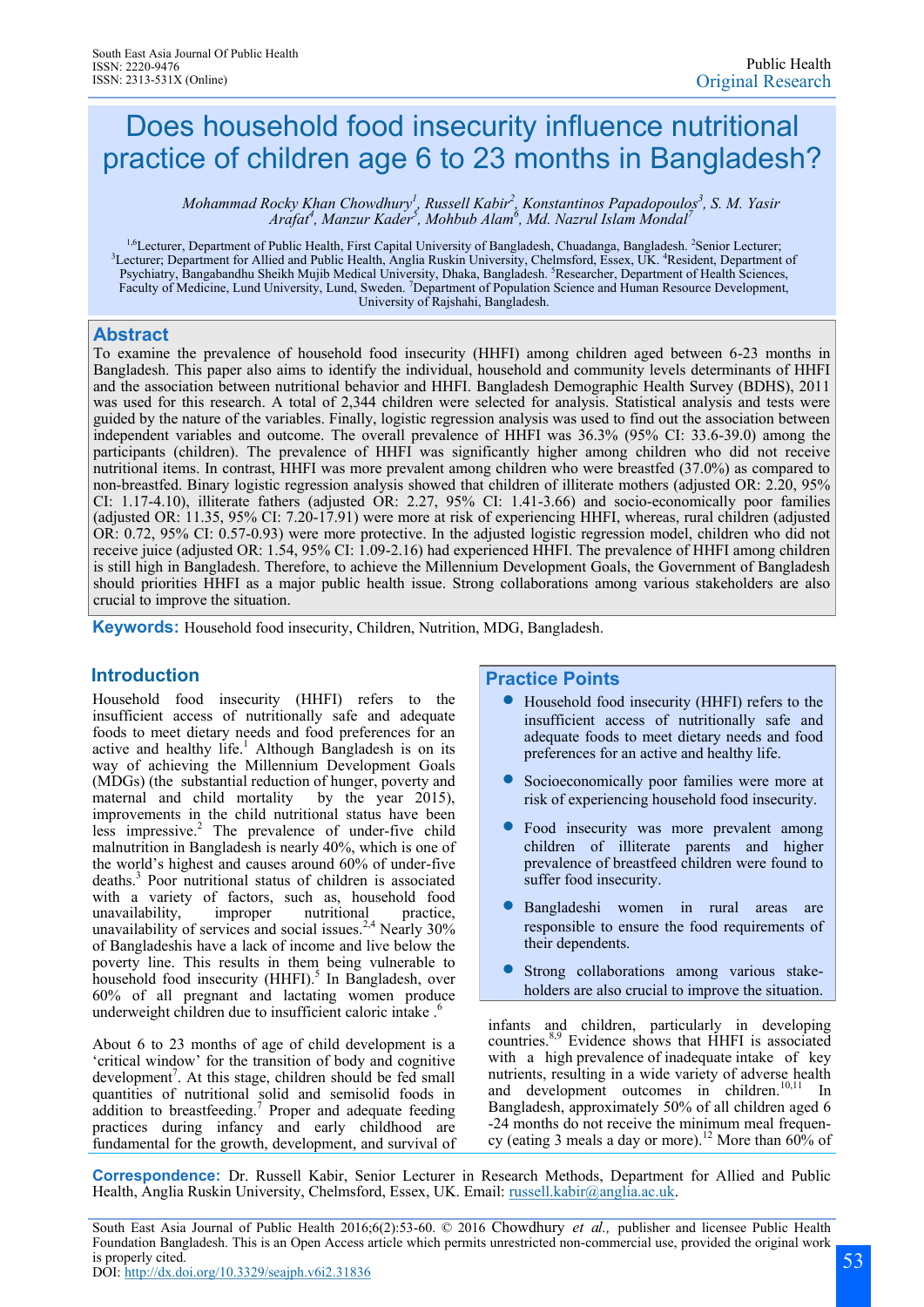Public Health
Original Research

# Does household food insecurity influence nutritional practice of children age 6 to 23 months in Bangladesh?

*Mohammad Rocky Khan Chowdhury[1], Russell Kabir[2], Konstantinos Papadopoulos[3], S. M. Yasir Arafat[4], Manzur Kader[5], Mohbub Alam[6], Md. Nazrul Islam Mondal[7]*

[1,6]Lecturer, Department of Public Health, First Capital University of Bangladesh, Chuadanga, Bangladesh. [2]Senior Lecturer; [3]Lecturer; Department for Allied and Public Health, Anglia Ruskin University, Chelmsford, Essex, UK. [4]Resident, Department of Psychiatry, Bangabandhu Sheikh Mujib Medical University, Dhaka, Bangladesh. [5]Researcher, Department of Health Sciences, Faculty of Medicine, Lund University, Lund, Sweden. [7]Department of Population Science and Human Resource Development, University of Rajshahi, Bangladesh.

## Abstract

To examine the prevalence of household food insecurity (HHFI) among children aged between 6-23 months in Bangladesh. This paper also aims to identify the individual, household and community levels determinants of HHFI and the association between nutritional behavior and HHFI. Bangladesh Demographic Health Survey (BDHS), 2011 was used for this research. A total of 2,344 children were selected for analysis. Statistical analysis and tests were guided by the nature of the variables. Finally, logistic regression analysis was used to find out the association between independent variables and outcome. The overall prevalence of HHFI was 36.3% (95% CI: 33.6-39.0) among the participants (children). The prevalence of HHFI was significantly higher among children who did not receive nutritional items. In contrast, HHFI was more prevalent among children who were breastfed (37.0%) as compared to non-breastfed. Binary logistic regression analysis showed that children of illiterate mothers (adjusted OR: 2.20, 95% CI: 1.17-4.10), illiterate fathers (adjusted OR: 2.27, 95% CI: 1.41-3.66) and socio-economically poor families (adjusted OR: 11.35, 95% CI: 7.20-17.91) were more at risk of experiencing HHFI, whereas, rural children (adjusted OR: 0.72, 95% CI: 0.57-0.93) were more protective. In the adjusted logistic regression model, children who did not receive juice (adjusted OR: 1.54, 95% CI: 1.09-2.16) had experienced HHFI. The prevalence of HHFI among children is still high in Bangladesh. Therefore, to achieve the Millennium Development Goals, the Government of Bangladesh should priorities HHFI as a major public health issue. Strong collaborations among various stakeholders are also crucial to improve the situation.

**Keywords:** Household food insecurity, Children, Nutrition, MDG, Bangladesh.

## Introduction

Household food insecurity (HHFI) refers to the insufficient access of nutritionally safe and adequate foods to meet dietary needs and food preferences for an active and healthy life.[1] Although Bangladesh is on its way of achieving the Millennium Development Goals (MDGs) (the substantial reduction of hunger, poverty and maternal and child mortality by the year 2015), improvements in the child nutritional status have been less impressive.[2] The prevalence of under-five child malnutrition in Bangladesh is nearly 40%, which is one of the world's highest and causes around 60% of under-five deaths.[3] Poor nutritional status of children is associated with a variety of factors, such as, household food unavailability, improper nutritional practice, unavailability of services and social issues.[2,4] Nearly 30% of Bangladeshis have a lack of income and live below the poverty line. This results in them being vulnerable to household food insecurity (HHFI).[5] In Bangladesh, over 60% of all pregnant and lactating women produce underweight children due to insufficient caloric intake.[6]

About 6 to 23 months of age of child development is a 'critical window' for the transition of body and cognitive development[7]. At this stage, children should be fed small quantities of nutritional solid and semisolid foods in addition to breastfeeding.[7] Proper and adequate feeding practices during infancy and early childhood are fundamental for the growth, development, and survival of infants and children, particularly in developing countries.[8,9] Evidence shows that HHFI is associated with a high prevalence of inadequate intake of key nutrients, resulting in a wide variety of adverse health and development outcomes in children.[10,11] In Bangladesh, approximately 50% of all children aged 6 -24 months do not receive the minimum meal frequency (eating 3 meals a day or more).[12] More than 60% of

## Practice Points

- Household food insecurity (HHFI) refers to the insufficient access of nutritionally safe and adequate foods to meet dietary needs and food preferences for an active and healthy life.
- Socioeconomically poor families were more at risk of experiencing household food insecurity.
- Food insecurity was more prevalent among children of illiterate parents and higher prevalence of breastfeed children were found to suffer food insecurity.
- Bangladeshi women in rural areas are responsible to ensure the food requirements of their dependents.
- Strong collaborations among various stake-holders are also crucial to improve the situation.

**Correspondence:** Dr. Russell Kabir, Senior Lecturer in Research Methods, Department for Allied and Public Health, Anglia Ruskin University, Chelmsford, Essex, UK. Email: russell.kabir@anglia.ac.uk.

South East Asia Journal of Public Health 2016;6(2):53-60. © 2016 Chowdhury *et al.,* publisher and licensee Public Health Foundation Bangladesh. This is an Open Access article which permits unrestricted non-commercial use, provided the original work is properly cited.
DOI: http://dx.doi.org/10.3329/seajph.v6i2.31836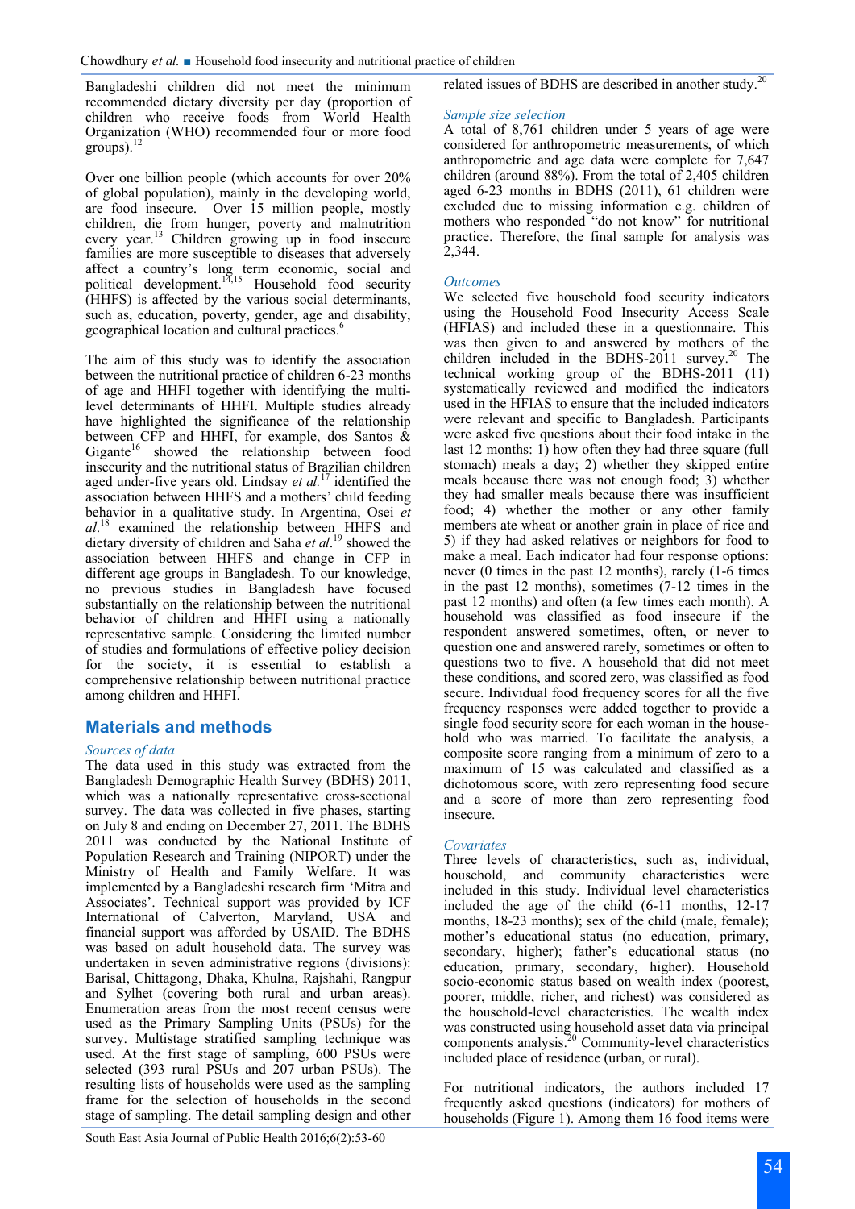Bangladeshi children did not meet the minimum recommended dietary diversity per day (proportion of children who receive foods from World Health Organization (WHO) recommended four or more food groups).[12]

Over one billion people (which accounts for over 20% of global population), mainly in the developing world, are food insecure. Over 15 million people, mostly children, die from hunger, poverty and malnutrition every year.[13] Children growing up in food insecure families are more susceptible to diseases that adversely affect a country's long term economic, social and political development.[14,15] Household food security (HHFS) is affected by the various social determinants, such as, education, poverty, gender, age and disability, geographical location and cultural practices.[6]

The aim of this study was to identify the association between the nutritional practice of children 6-23 months of age and HHFI together with identifying the multi-level determinants of HHFI. Multiple studies already have highlighted the significance of the relationship between CFP and HHFI, for example, dos Santos & Gigante[16] showed the relationship between food insecurity and the nutritional status of Brazilian children aged under-five years old. Lindsay *et al.*[17] identified the association between HHFS and a mothers' child feeding behavior in a qualitative study. In Argentina, Osei *et al.*[18] examined the relationship between HHFS and dietary diversity of children and Saha *et al.*[19] showed the association between HHFS and change in CFP in different age groups in Bangladesh. To our knowledge, no previous studies in Bangladesh have focused substantially on the relationship between the nutritional behavior of children and HHFI using a nationally representative sample. Considering the limited number of studies and formulations of effective policy decision for the society, it is essential to establish a comprehensive relationship between nutritional practice among children and HHFI.

## Materials and methods

### *Sources of data*

The data used in this study was extracted from the Bangladesh Demographic Health Survey (BDHS) 2011, which was a nationally representative cross-sectional survey. The data was collected in five phases, starting on July 8 and ending on December 27, 2011. The BDHS 2011 was conducted by the National Institute of Population Research and Training (NIPORT) under the Ministry of Health and Family Welfare. It was implemented by a Bangladeshi research firm 'Mitra and Associates'. Technical support was provided by ICF International of Calverton, Maryland, USA and financial support was afforded by USAID. The BDHS was based on adult household data. The survey was undertaken in seven administrative regions (divisions): Barisal, Chittagong, Dhaka, Khulna, Rajshahi, Rangpur and Sylhet (covering both rural and urban areas). Enumeration areas from the most recent census were used as the Primary Sampling Units (PSUs) for the survey. Multistage stratified sampling technique was used. At the first stage of sampling, 600 PSUs were selected (393 rural PSUs and 207 urban PSUs). The resulting lists of households were used as the sampling frame for the selection of households in the second stage of sampling. The detail sampling design and other related issues of BDHS are described in another study.[20]

### *Sample size selection*

A total of 8,761 children under 5 years of age were considered for anthropometric measurements, of which anthropometric and age data were complete for 7,647 children (around 88%). From the total of 2,405 children aged 6-23 months in BDHS (2011), 61 children were excluded due to missing information e.g. children of mothers who responded "do not know" for nutritional practice. Therefore, the final sample for analysis was 2,344.

### *Outcomes*

We selected five household food security indicators using the Household Food Insecurity Access Scale (HFIAS) and included these in a questionnaire. This was then given to and answered by mothers of the children included in the BDHS-2011 survey.[20] The technical working group of the BDHS-2011 (11) systematically reviewed and modified the indicators used in the HFIAS to ensure that the included indicators were relevant and specific to Bangladesh. Participants were asked five questions about their food intake in the last 12 months: 1) how often they had three square (full stomach) meals a day; 2) whether they skipped entire meals because there was not enough food; 3) whether they had smaller meals because there was insufficient food; 4) whether the mother or any other family members ate wheat or another grain in place of rice and 5) if they had asked relatives or neighbors for food to make a meal. Each indicator had four response options: never (0 times in the past 12 months), rarely (1-6 times in the past 12 months), sometimes (7-12 times in the past 12 months) and often (a few times each month). A household was classified as food insecure if the respondent answered sometimes, often, or never to question one and answered rarely, sometimes or often to questions two to five. A household that did not meet these conditions, and scored zero, was classified as food secure. Individual food frequency scores for all the five frequency responses were added together to provide a single food security score for each woman in the household who was married. To facilitate the analysis, a composite score ranging from a minimum of zero to a maximum of 15 was calculated and classified as a dichotomous score, with zero representing food secure and a score of more than zero representing food insecure.

### *Covariates*

Three levels of characteristics, such as, individual, household, and community characteristics were included in this study. Individual level characteristics included the age of the child (6-11 months, 12-17 months, 18-23 months); sex of the child (male, female); mother's educational status (no education, primary, secondary, higher); father's educational status (no education, primary, secondary, higher). Household socio-economic status based on wealth index (poorest, poorer, middle, richer, and richest) was considered as the household-level characteristics. The wealth index was constructed using household asset data via principal components analysis.[20] Community-level characteristics included place of residence (urban, or rural).

For nutritional indicators, the authors included 17 frequently asked questions (indicators) for mothers of households (Figure 1). Among them 16 food items were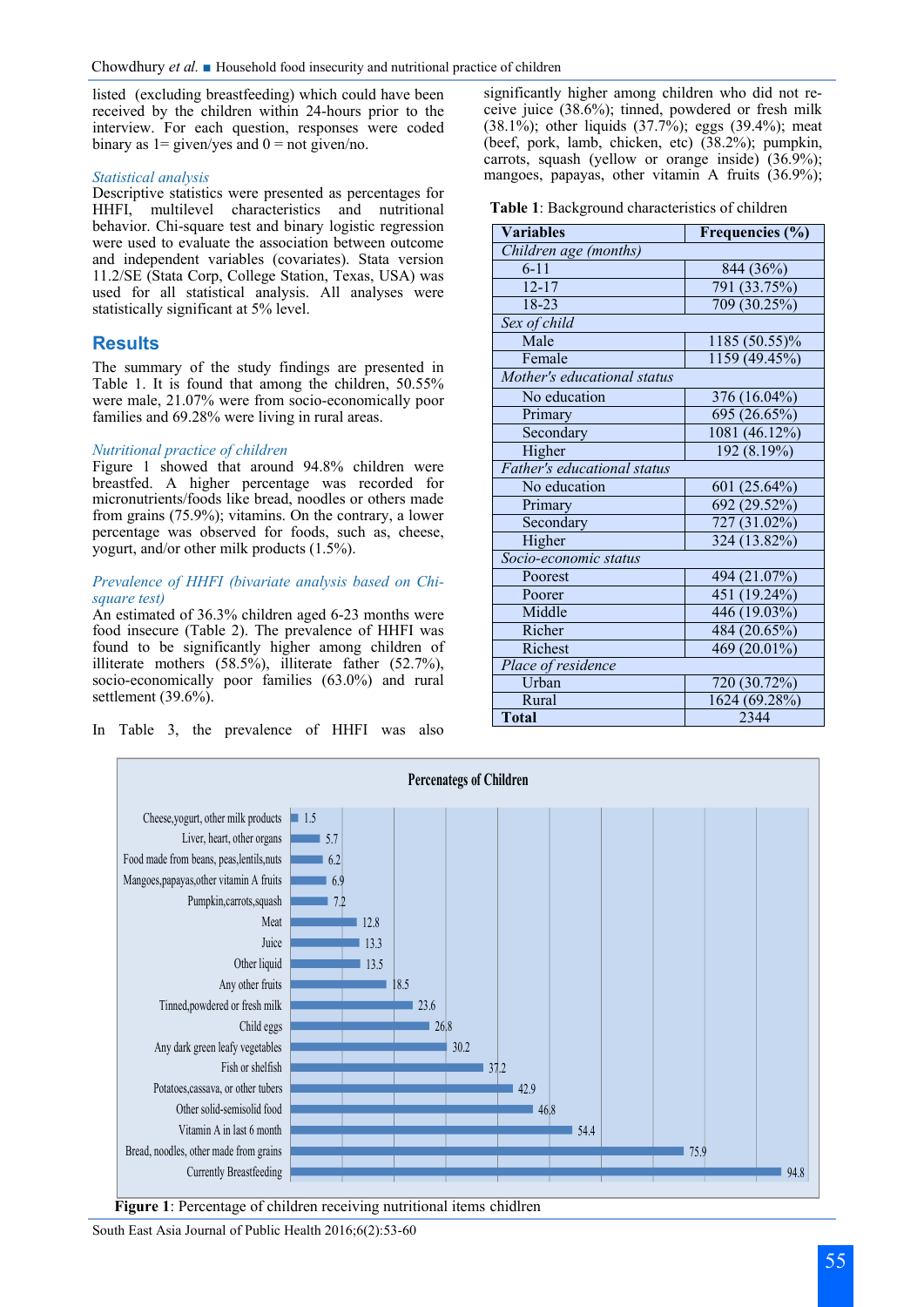listed (excluding breastfeeding) which could have been received by the children within 24-hours prior to the interview. For each question, responses were coded binary as 1= given/yes and 0 = not given/no.

*Statistical analysis*

Descriptive statistics were presented as percentages for HHFI, multilevel characteristics and nutritional behavior. Chi-square test and binary logistic regression were used to evaluate the association between outcome and independent variables (covariates). Stata version 11.2/SE (Stata Corp, College Station, Texas, USA) was used for all statistical analysis. All analyses were statistically significant at 5% level.

## Results

The summary of the study findings are presented in Table 1. It is found that among the children, 50.55% were male, 21.07% were from socio-economically poor families and 69.28% were living in rural areas.

*Nutritional practice of children*

Figure 1 showed that around 94.8% children were breastfed. A higher percentage was recorded for micronutrients/foods like bread, noodles or others made from grains (75.9%); vitamins. On the contrary, a lower percentage was observed for foods, such as, cheese, yogurt, and/or other milk products (1.5%).

*Prevalence of HHFI (bivariate analysis based on Chi-square test)*

An estimated of 36.3% children aged 6-23 months were food insecure (Table 2). The prevalence of HHFI was found to be significantly higher among children of illiterate mothers (58.5%), illiterate father (52.7%), socio-economically poor families (63.0%) and rural settlement (39.6%).

In Table 3, the prevalence of HHFI was also significantly higher among children who did not receive juice (38.6%); tinned, powdered or fresh milk (38.1%); other liquids (37.7%); eggs (39.4%); meat (beef, pork, lamb, chicken, etc) (38.2%); pumpkin, carrots, squash (yellow or orange inside) (36.9%); mangoes, papayas, other vitamin A fruits (36.9%);

**Table 1**: Background characteristics of children

| Variables | Frequencies (%) |
|---|---|
| *Children age (months)* | |
| 6-11 | 844 (36%) |
| 12-17 | 791 (33.75%) |
| 18-23 | 709 (30.25%) |
| *Sex of child* | |
| Male | 1185 (50.55)% |
| Female | 1159 (49.45%) |
| *Mother's educational status* | |
| No education | 376 (16.04%) |
| Primary | 695 (26.65%) |
| Secondary | 1081 (46.12%) |
| Higher | 192 (8.19%) |
| *Father's educational status* | |
| No education | 601 (25.64%) |
| Primary | 692 (29.52%) |
| Secondary | 727 (31.02%) |
| Higher | 324 (13.82%) |
| *Socio-economic status* | |
| Poorest | 494 (21.07%) |
| Poorer | 451 (19.24%) |
| Middle | 446 (19.03%) |
| Richer | 484 (20.65%) |
| Richest | 469 (20.01%) |
| *Place of residence* | |
| Urban | 720 (30.72%) |
| Rural | 1624 (69.28%) |
| **Total** | 2344 |

**Percenategs of Children**

| Item | Percentage |
|---|---|
| Cheese,yogurt, other milk products | 1.5 |
| Liver, heart, other organs | 5.7 |
| Food made from beans, peas,lentils,nuts | 6.2 |
| Mangoes,papayas,other vitamin A fruits | 6.9 |
| Pumpkin,carrots,squash | 7.2 |
| Meat | 12.8 |
| Juice | 13.3 |
| Other liquid | 13.5 |
| Any other fruits | 18.5 |
| Tinned,powdered or fresh milk | 23.6 |
| Child eggs | 26.8 |
| Any dark green leafy vegetables | 30.2 |
| Fish or shelfish | 37.2 |
| Potatoes,cassava, or other tubers | 42.9 |
| Other solid-semisolid food | 46.8 |
| Vitamin A in last 6 month | 54.4 |
| Bread, noodles, other made from grains | 75.9 |
| Currently Breastfeeding | 94.8 |

**Figure 1**: Percentage of children receiving nutritional items chidlren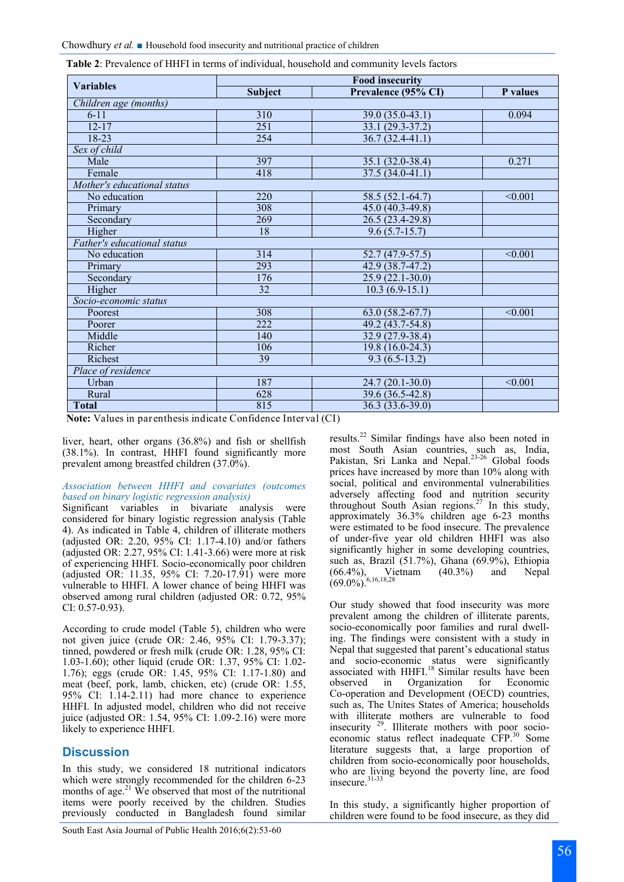**Table 2**: Prevalence of HHFI in terms of individual, household and community levels factors

| Variables | Food insecurity | | |
|---|---|---|---|
| | Subject | Prevalence (95% CI) | P values |
| *Children age (months)* | | | |
| 6-11 | 310 | 39.0 (35.0-43.1) | 0.094 |
| 12-17 | 251 | 33.1 (29.3-37.2) | |
| 18-23 | 254 | 36.7 (32.4-41.1) | |
| *Sex of child* | | | |
| Male | 397 | 35.1 (32.0-38.4) | 0.271 |
| Female | 418 | 37.5 (34.0-41.1) | |
| *Mother's educational status* | | | |
| No education | 220 | 58.5 (52.1-64.7) | <0.001 |
| Primary | 308 | 45.0 (40.3-49.8) | |
| Secondary | 269 | 26.5 (23.4-29.8) | |
| Higher | 18 | 9.6 (5.7-15.7) | |
| *Father's educational status* | | | |
| No education | 314 | 52.7 (47.9-57.5) | <0.001 |
| Primary | 293 | 42.9 (38.7-47.2) | |
| Secondary | 176 | 25.9 (22.1-30.0) | |
| Higher | 32 | 10.3 (6.9-15.1) | |
| *Socio-economic status* | | | |
| Poorest | 308 | 63.0 (58.2-67.7) | <0.001 |
| Poorer | 222 | 49.2 (43.7-54.8) | |
| Middle | 140 | 32.9 (27.9-38.4) | |
| Richer | 106 | 19.8 (16.0-24.3) | |
| Richest | 39 | 9.3 (6.5-13.2) | |
| *Place of residence* | | | |
| Urban | 187 | 24.7 (20.1-30.0) | <0.001 |
| Rural | 628 | 39.6 (36.5-42.8) | |
| **Total** | 815 | 36.3 (33.6-39.0) | |

**Note:** Values in parenthesis indicate Confidence Interval (CI)

liver, heart, other organs (36.8%) and fish or shellfish (38.1%). In contrast, HHFI found significantly more prevalent among breastfed children (37.0%).

*Association between HHFI and covariates (outcomes based on binary logistic regression analysis)*

Significant variables in bivariate analysis were considered for binary logistic regression analysis (Table 4). As indicated in Table 4, children of illiterate mothers (adjusted OR: 2.20, 95% CI: 1.17-4.10) and/or fathers (adjusted OR: 2.27, 95% CI: 1.41-3.66) were more at risk of experiencing HHFI. Socio-economically poor children (adjusted OR: 11.35, 95% CI: 7.20-17.91) were more vulnerable to HHFI. A lower chance of being HHFI was observed among rural children (adjusted OR: 0.72, 95% CI: 0.57-0.93).

According to crude model (Table 5), children who were not given juice (crude OR: 2.46, 95% CI: 1.79-3.37); tinned, powdered or fresh milk (crude OR: 1.28, 95% CI: 1.03-1.60); other liquid (crude OR: 1.37, 95% CI: 1.02-1.76); eggs (crude OR: 1.45, 95% CI: 1.17-1.80) and meat (beef, pork, lamb, chicken, etc) (crude OR: 1.55, 95% CI: 1.14-2.11) had more chance to experience HHFI. In adjusted model, children who did not receive juice (adjusted OR: 1.54, 95% CI: 1.09-2.16) were more likely to experience HHFI.

## Discussion

In this study, we considered 18 nutritional indicators which were strongly recommended for the children 6-23 months of age.[21] We observed that most of the nutritional items were poorly received by the children. Studies previously conducted in Bangladesh found similar results.[22] Similar findings have also been noted in most South Asian countries, such as, India, Pakistan, Sri Lanka and Nepal.[23-26] Global foods prices have increased by more than 10% along with social, political and environmental vulnerabilities adversely affecting food and nutrition security throughout South Asian regions.[27] In this study, approximately 36.3% children age 6-23 months were estimated to be food insecure. The prevalence of under-five year old children HHFI was also significantly higher in some developing countries, such as, Brazil (51.7%), Ghana (69.9%), Ethiopia (66.4%), Vietnam (40.3%) and Nepal (69.0%).[6,16,18,28]

Our study showed that food insecurity was more prevalent among the children of illiterate parents, socio-economically poor families and rural dwelling. The findings were consistent with a study in Nepal that suggested that parent's educational status and socio-economic status were significantly associated with HHFI.[18] Similar results have been observed in Organization for Economic Co-operation and Development (OECD) countries, such as, The Unites States of America; households with illiterate mothers are vulnerable to food insecurity [29]. Illiterate mothers with poor socio-economic status reflect inadequate CFP.[30] Some literature suggests that, a large proportion of children from socio-economically poor households, who are living beyond the poverty line, are food insecure.[31-33]

In this study, a significantly higher proportion of children were found to be food insecure, as they did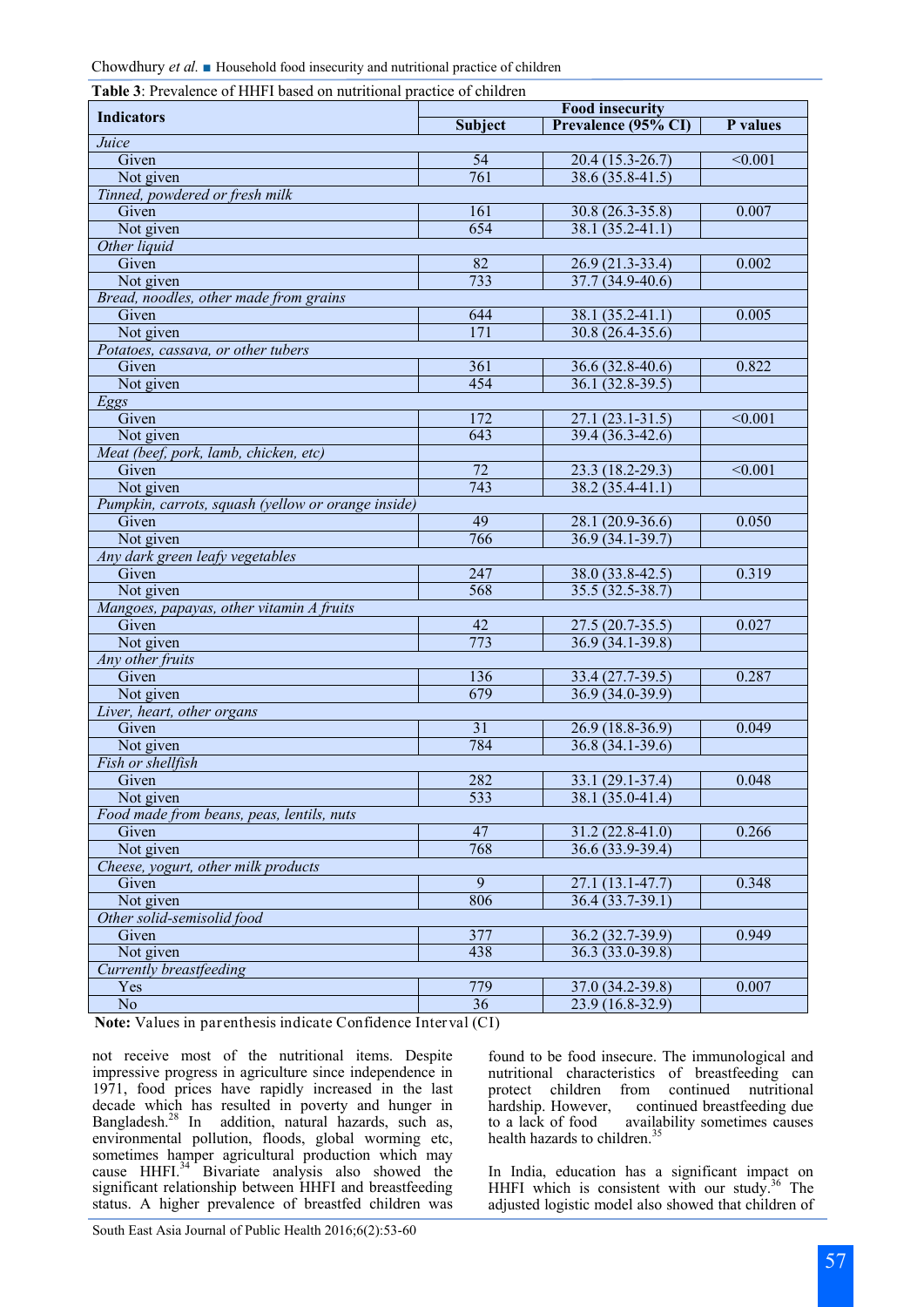**Table 3**: Prevalence of HHFI based on nutritional practice of children

| Indicators | Food insecurity | | |
|---|---|---|---|
| | Subject | Prevalence (95% CI) | P values |
| *Juice* | | | |
| Given | 54 | 20.4 (15.3-26.7) | <0.001 |
| Not given | 761 | 38.6 (35.8-41.5) | |
| *Tinned, powdered or fresh milk* | | | |
| Given | 161 | 30.8 (26.3-35.8) | 0.007 |
| Not given | 654 | 38.1 (35.2-41.1) | |
| *Other liquid* | | | |
| Given | 82 | 26.9 (21.3-33.4) | 0.002 |
| Not given | 733 | 37.7 (34.9-40.6) | |
| *Bread, noodles, other made from grains* | | | |
| Given | 644 | 38.1 (35.2-41.1) | 0.005 |
| Not given | 171 | 30.8 (26.4-35.6) | |
| *Potatoes, cassava, or other tubers* | | | |
| Given | 361 | 36.6 (32.8-40.6) | 0.822 |
| Not given | 454 | 36.1 (32.8-39.5) | |
| *Eggs* | | | |
| Given | 172 | 27.1 (23.1-31.5) | <0.001 |
| Not given | 643 | 39.4 (36.3-42.6) | |
| *Meat (beef, pork, lamb, chicken, etc)* | | | |
| Given | 72 | 23.3 (18.2-29.3) | <0.001 |
| Not given | 743 | 38.2 (35.4-41.1) | |
| *Pumpkin, carrots, squash (yellow or orange inside)* | | | |
| Given | 49 | 28.1 (20.9-36.6) | 0.050 |
| Not given | 766 | 36.9 (34.1-39.7) | |
| *Any dark green leafy vegetables* | | | |
| Given | 247 | 38.0 (33.8-42.5) | 0.319 |
| Not given | 568 | 35.5 (32.5-38.7) | |
| *Mangoes, papayas, other vitamin A fruits* | | | |
| Given | 42 | 27.5 (20.7-35.5) | 0.027 |
| Not given | 773 | 36.9 (34.1-39.8) | |
| *Any other fruits* | | | |
| Given | 136 | 33.4 (27.7-39.5) | 0.287 |
| Not given | 679 | 36.9 (34.0-39.9) | |
| *Liver, heart, other organs* | | | |
| Given | 31 | 26.9 (18.8-36.9) | 0.049 |
| Not given | 784 | 36.8 (34.1-39.6) | |
| *Fish or shellfish* | | | |
| Given | 282 | 33.1 (29.1-37.4) | 0.048 |
| Not given | 533 | 38.1 (35.0-41.4) | |
| *Food made from beans, peas, lentils, nuts* | | | |
| Given | 47 | 31.2 (22.8-41.0) | 0.266 |
| Not given | 768 | 36.6 (33.9-39.4) | |
| *Cheese, yogurt, other milk products* | | | |
| Given | 9 | 27.1 (13.1-47.7) | 0.348 |
| Not given | 806 | 36.4 (33.7-39.1) | |
| *Other solid-semisolid food* | | | |
| Given | 377 | 36.2 (32.7-39.9) | 0.949 |
| Not given | 438 | 36.3 (33.0-39.8) | |
| *Currently breastfeeding* | | | |
| Yes | 779 | 37.0 (34.2-39.8) | 0.007 |
| No | 36 | 23.9 (16.8-32.9) | |

**Note:** Values in parenthesis indicate Confidence Interval (CI)

not receive most of the nutritional items. Despite impressive progress in agriculture since independence in 1971, food prices have rapidly increased in the last decade which has resulted in poverty and hunger in Bangladesh.[28] In addition, natural hazards, such as, environmental pollution, floods, global worming etc, sometimes hamper agricultural production which may cause HHFI.[34] Bivariate analysis also showed the significant relationship between HHFI and breastfeeding status. A higher prevalence of breastfed children was found to be food insecure. The immunological and nutritional characteristics of breastfeeding can protect children from continued nutritional hardship. However, continued breastfeeding due to a lack of food availability sometimes causes health hazards to children.[35]

In India, education has a significant impact on HHFI which is consistent with our study.[36] The adjusted logistic model also showed that children of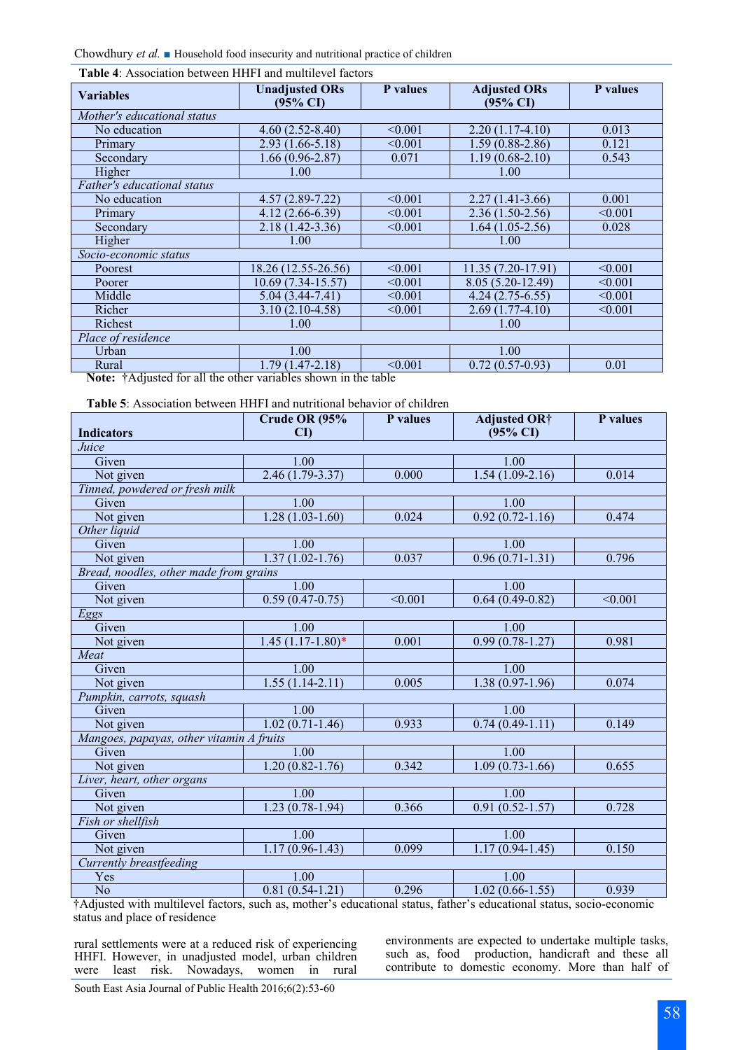**Table 4**: Association between HHFI and multilevel factors

| Variables | Unadjusted ORs (95% CI) | P values | Adjusted ORs (95% CI) | P values |
|---|---|---|---|---|
| *Mother's educational status* | | | | |
| No education | 4.60 (2.52-8.40) | <0.001 | 2.20 (1.17-4.10) | 0.013 |
| Primary | 2.93 (1.66-5.18) | <0.001 | 1.59 (0.88-2.86) | 0.121 |
| Secondary | 1.66 (0.96-2.87) | 0.071 | 1.19 (0.68-2.10) | 0.543 |
| Higher | 1.00 | | 1.00 | |
| *Father's educational status* | | | | |
| No education | 4.57 (2.89-7.22) | <0.001 | 2.27 (1.41-3.66) | 0.001 |
| Primary | 4.12 (2.66-6.39) | <0.001 | 2.36 (1.50-2.56) | <0.001 |
| Secondary | 2.18 (1.42-3.36) | <0.001 | 1.64 (1.05-2.56) | 0.028 |
| Higher | 1.00 | | 1.00 | |
| *Socio-economic status* | | | | |
| Poorest | 18.26 (12.55-26.56) | <0.001 | 11.35 (7.20-17.91) | <0.001 |
| Poorer | 10.69 (7.34-15.57) | <0.001 | 8.05 (5.20-12.49) | <0.001 |
| Middle | 5.04 (3.44-7.41) | <0.001 | 4.24 (2.75-6.55) | <0.001 |
| Richer | 3.10 (2.10-4.58) | <0.001 | 2.69 (1.77-4.10) | <0.001 |
| Richest | 1.00 | | 1.00 | |
| *Place of residence* | | | | |
| Urban | 1.00 | | 1.00 | |
| Rural | 1.79 (1.47-2.18) | <0.001 | 0.72 (0.57-0.93) | 0.01 |

**Note:** †Adjusted for all the other variables shown in the table

**Table 5**: Association between HHFI and nutritional behavior of children

| Indicators | Crude OR (95% CI) | P values | Adjusted OR† (95% CI) | P values |
|---|---|---|---|---|
| *Juice* | | | | |
| Given | 1.00 | | 1.00 | |
| Not given | 2.46 (1.79-3.37) | 0.000 | 1.54 (1.09-2.16) | 0.014 |
| *Tinned, powdered or fresh milk* | | | | |
| Given | 1.00 | | 1.00 | |
| Not given | 1.28 (1.03-1.60) | 0.024 | 0.92 (0.72-1.16) | 0.474 |
| *Other liquid* | | | | |
| Given | 1.00 | | 1.00 | |
| Not given | 1.37 (1.02-1.76) | 0.037 | 0.96 (0.71-1.31) | 0.796 |
| *Bread, noodles, other made from grains* | | | | |
| Given | 1.00 | | 1.00 | |
| Not given | 0.59 (0.47-0.75) | <0.001 | 0.64 (0.49-0.82) | <0.001 |
| *Eggs* | | | | |
| Given | 1.00 | | 1.00 | |
| Not given | 1.45 (1.17-1.80)* | 0.001 | 0.99 (0.78-1.27) | 0.981 |
| *Meat* | | | | |
| Given | 1.00 | | 1.00 | |
| Not given | 1.55 (1.14-2.11) | 0.005 | 1.38 (0.97-1.96) | 0.074 |
| *Pumpkin, carrots, squash* | | | | |
| Given | 1.00 | | 1.00 | |
| Not given | 1.02 (0.71-1.46) | 0.933 | 0.74 (0.49-1.11) | 0.149 |
| *Mangoes, papayas, other vitamin A fruits* | | | | |
| Given | 1.00 | | 1.00 | |
| Not given | 1.20 (0.82-1.76) | 0.342 | 1.09 (0.73-1.66) | 0.655 |
| *Liver, heart, other organs* | | | | |
| Given | 1.00 | | 1.00 | |
| Not given | 1.23 (0.78-1.94) | 0.366 | 0.91 (0.52-1.57) | 0.728 |
| *Fish or shellfish* | | | | |
| Given | 1.00 | | 1.00 | |
| Not given | 1.17 (0.96-1.43) | 0.099 | 1.17 (0.94-1.45) | 0.150 |
| *Currently breastfeeding* | | | | |
| Yes | 1.00 | | 1.00 | |
| No | 0.81 (0.54-1.21) | 0.296 | 1.02 (0.66-1.55) | 0.939 |

†Adjusted with multilevel factors, such as, mother's educational status, father's educational status, socio-economic status and place of residence

rural settlements were at a reduced risk of experiencing HHFI. However, in unadjusted model, urban children were least risk. Nowadays, women in rural environments are expected to undertake multiple tasks, such as, food production, handicraft and these all contribute to domestic economy. More than half of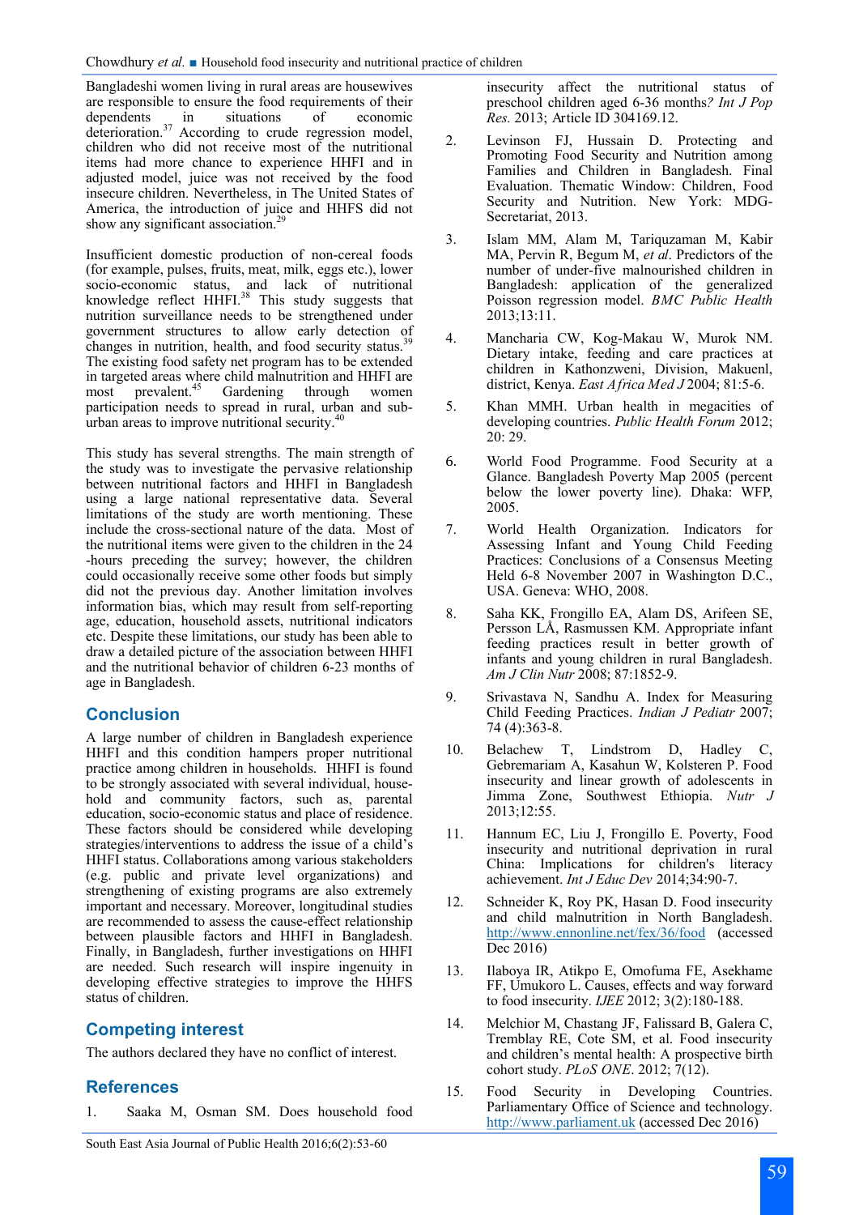Bangladeshi women living in rural areas are housewives are responsible to ensure the food requirements of their dependents in situations of economic deterioration.[37] According to crude regression model, children who did not receive most of the nutritional items had more chance to experience HHFI and in adjusted model, juice was not received by the food insecure children. Nevertheless, in The United States of America, the introduction of juice and HHFS did not show any significant association.[29]

Insufficient domestic production of non-cereal foods (for example, pulses, fruits, meat, milk, eggs etc.), lower socio-economic status, and lack of nutritional knowledge reflect HHFI.[38] This study suggests that nutrition surveillance needs to be strengthened under government structures to allow early detection of changes in nutrition, health, and food security status.[39] The existing food safety net program has to be extended in targeted areas where child malnutrition and HHFI are most prevalent.[45] Gardening through women participation needs to spread in rural, urban and sub-urban areas to improve nutritional security.[40]

This study has several strengths. The main strength of the study was to investigate the pervasive relationship between nutritional factors and HHFI in Bangladesh using a large national representative data. Several limitations of the study are worth mentioning. These include the cross-sectional nature of the data. Most of the nutritional items were given to the children in the 24 -hours preceding the survey; however, the children could occasionally receive some other foods but simply did not the previous day. Another limitation involves information bias, which may result from self-reporting age, education, household assets, nutritional indicators etc. Despite these limitations, our study has been able to draw a detailed picture of the association between HHFI and the nutritional behavior of children 6-23 months of age in Bangladesh.

## Conclusion

A large number of children in Bangladesh experience HHFI and this condition hampers proper nutritional practice among children in households. HHFI is found to be strongly associated with several individual, household and community factors, such as, parental education, socio-economic status and place of residence. These factors should be considered while developing strategies/interventions to address the issue of a child's HHFI status. Collaborations among various stakeholders (e.g. public and private level organizations) and strengthening of existing programs are also extremely important and necessary. Moreover, longitudinal studies are recommended to assess the cause-effect relationship between plausible factors and HHFI in Bangladesh. Finally, in Bangladesh, further investigations on HHFI are needed. Such research will inspire ingenuity in developing effective strategies to improve the HHFS status of children.

## Competing interest

The authors declared they have no conflict of interest.

## References

1. Saaka M, Osman SM. Does household food insecurity affect the nutritional status of preschool children aged 6-36 months? *Int J Pop Res.* 2013; Article ID 304169.12.
2. Levinson FJ, Hussain D. Protecting and Promoting Food Security and Nutrition among Families and Children in Bangladesh. Final Evaluation. Thematic Window: Children, Food Security and Nutrition. New York: MDG-Secretariat, 2013.
3. Islam MM, Alam M, Tariquzaman M, Kabir MA, Pervin R, Begum M, *et al*. Predictors of the number of under-five malnourished children in Bangladesh: application of the generalized Poisson regression model. *BMC Public Health* 2013;13:11.
4. Mancharia CW, Kog-Makau W, Murok NM. Dietary intake, feeding and care practices at children in Kathonzweni, Division, Makuenl, district, Kenya. *East Africa Med J* 2004; 81:5-6.
5. Khan MMH. Urban health in megacities of developing countries. *Public Health Forum* 2012; 20: 29.
6. World Food Programme. Food Security at a Glance. Bangladesh Poverty Map 2005 (percent below the lower poverty line). Dhaka: WFP, 2005.
7. World Health Organization. Indicators for Assessing Infant and Young Child Feeding Practices: Conclusions of a Consensus Meeting Held 6-8 November 2007 in Washington D.C., USA. Geneva: WHO, 2008.
8. Saha KK, Frongillo EA, Alam DS, Arifeen SE, Persson LÅ, Rasmussen KM. Appropriate infant feeding practices result in better growth of infants and young children in rural Bangladesh. *Am J Clin Nutr* 2008; 87:1852-9.
9. Srivastava N, Sandhu A. Index for Measuring Child Feeding Practices. *Indian J Pediatr* 2007; 74 (4):363-8.
10. Belachew T, Lindstrom D, Hadley C, Gebremariam A, Kasahun W, Kolsteren P. Food insecurity and linear growth of adolescents in Jimma Zone, Southwest Ethiopia. *Nutr J* 2013;12:55.
11. Hannum EC, Liu J, Frongillo E. Poverty, Food insecurity and nutritional deprivation in rural China: Implications for children's literacy achievement. *Int J Educ Dev* 2014;34:90-7.
12. Schneider K, Roy PK, Hasan D. Food insecurity and child malnutrition in North Bangladesh. http://www.ennonline.net/fex/36/food (accessed Dec 2016)
13. Ilaboya IR, Atikpo E, Omofuma FE, Asekhame FF, Umukoro L. Causes, effects and way forward to food insecurity. *IJEE* 2012; 3(2):180-188.
14. Melchior M, Chastang JF, Falissard B, Galera C, Tremblay RE, Cote SM, et al. Food insecurity and children's mental health: A prospective birth cohort study. *PLoS ONE*. 2012; 7(12).
15. Food Security in Developing Countries. Parliamentary Office of Science and technology. http://www.parliament.uk (accessed Dec 2016)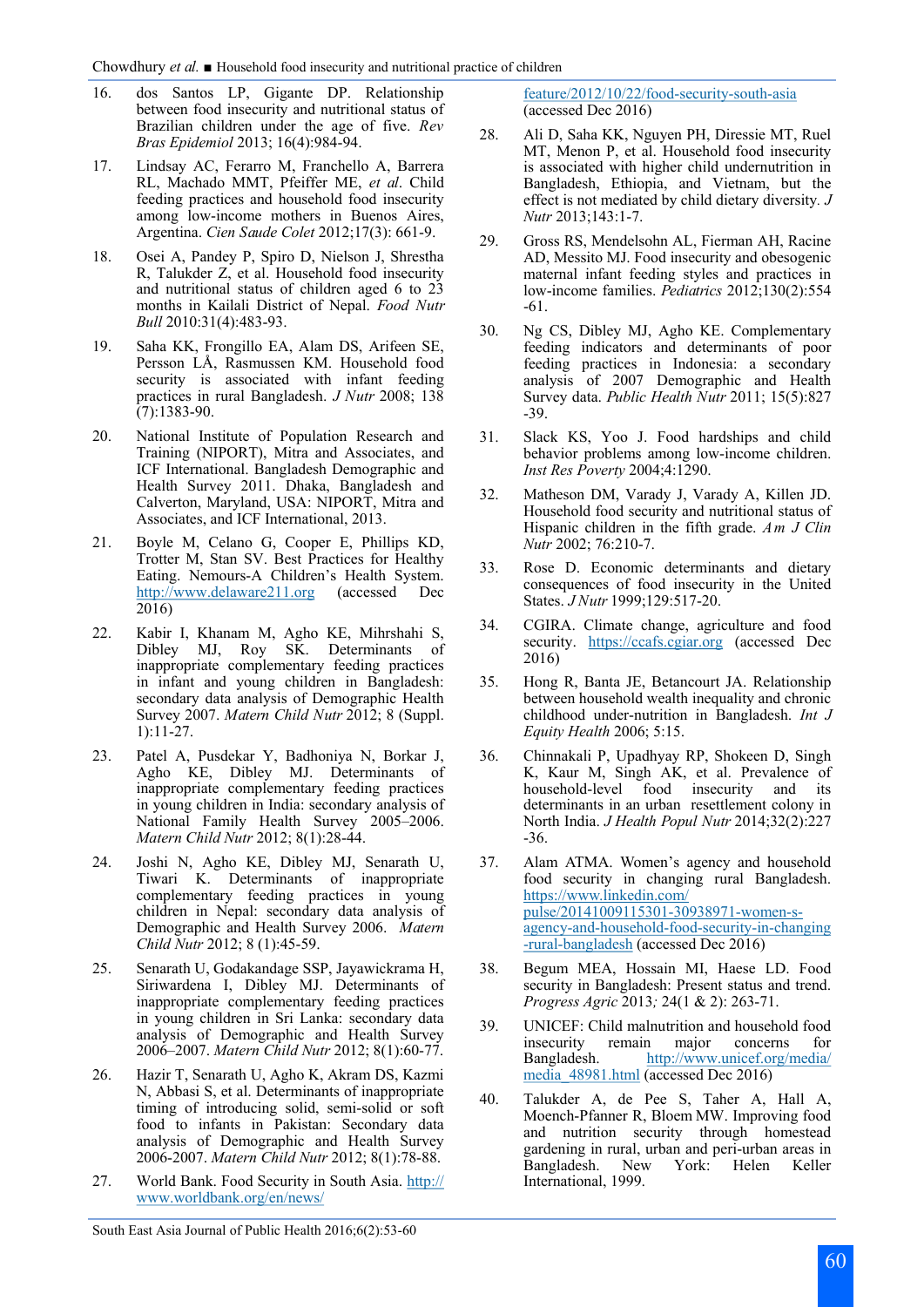16. dos Santos LP, Gigante DP. Relationship between food insecurity and nutritional status of Brazilian children under the age of five. *Rev Bras Epidemiol* 2013; 16(4):984-94.

17. Lindsay AC, Ferarro M, Franchello A, Barrera RL, Machado MMT, Pfeiffer ME, *et al*. Child feeding practices and household food insecurity among low-income mothers in Buenos Aires, Argentina. *Cien Saude Colet* 2012;17(3): 661-9.

18. Osei A, Pandey P, Spiro D, Nielson J, Shrestha R, Talukder Z, et al. Household food insecurity and nutritional status of children aged 6 to 23 months in Kailali District of Nepal. *Food Nutr Bull* 2010:31(4):483-93.

19. Saha KK, Frongillo EA, Alam DS, Arifeen SE, Persson LÅ, Rasmussen KM. Household food security is associated with infant feeding practices in rural Bangladesh. *J Nutr* 2008; 138 (7):1383-90.

20. National Institute of Population Research and Training (NIPORT), Mitra and Associates, and ICF International. Bangladesh Demographic and Health Survey 2011. Dhaka, Bangladesh and Calverton, Maryland, USA: NIPORT, Mitra and Associates, and ICF International, 2013.

21. Boyle M, Celano G, Cooper E, Phillips KD, Trotter M, Stan SV. Best Practices for Healthy Eating. Nemours-A Children's Health System. http://www.delaware211.org (accessed Dec 2016)

22. Kabir I, Khanam M, Agho KE, Mihrshahi S, Dibley MJ, Roy SK. Determinants of inappropriate complementary feeding practices in infant and young children in Bangladesh: secondary data analysis of Demographic Health Survey 2007. *Matern Child Nutr* 2012; 8 (Suppl. 1):11-27.

23. Patel A, Pusdekar Y, Badhoniya N, Borkar J, Agho KE, Dibley MJ. Determinants of inappropriate complementary feeding practices in young children in India: secondary analysis of National Family Health Survey 2005–2006. *Matern Child Nutr* 2012; 8(1):28-44.

24. Joshi N, Agho KE, Dibley MJ, Senarath U, Tiwari K. Determinants of inappropriate complementary feeding practices in young children in Nepal: secondary data analysis of Demographic and Health Survey 2006. *Matern Child Nutr* 2012; 8 (1):45-59.

25. Senarath U, Godakandage SSP, Jayawickrama H, Siriwardena I, Dibley MJ. Determinants of inappropriate complementary feeding practices in young children in Sri Lanka: secondary data analysis of Demographic and Health Survey 2006–2007. *Matern Child Nutr* 2012; 8(1):60-77.

26. Hazir T, Senarath U, Agho K, Akram DS, Kazmi N, Abbasi S, et al. Determinants of inappropriate timing of introducing solid, semi-solid or soft food to infants in Pakistan: Secondary data analysis of Demographic and Health Survey 2006-2007. *Matern Child Nutr* 2012; 8(1):78-88.

27. World Bank. Food Security in South Asia. http://www.worldbank.org/en/news/feature/2012/10/22/food-security-south-asia (accessed Dec 2016)

28. Ali D, Saha KK, Nguyen PH, Diressie MT, Ruel MT, Menon P, et al. Household food insecurity is associated with higher child undernutrition in Bangladesh, Ethiopia, and Vietnam, but the effect is not mediated by child dietary diversity. *J Nutr* 2013;143:1-7.

29. Gross RS, Mendelsohn AL, Fierman AH, Racine AD, Messito MJ. Food insecurity and obesogenic maternal infant feeding styles and practices in low-income families. *Pediatrics* 2012;130(2):554-61.

30. Ng CS, Dibley MJ, Agho KE. Complementary feeding indicators and determinants of poor feeding practices in Indonesia: a secondary analysis of 2007 Demographic and Health Survey data. *Public Health Nutr* 2011; 15(5):827-39.

31. Slack KS, Yoo J. Food hardships and child behavior problems among low-income children. *Inst Res Poverty* 2004;4:1290.

32. Matheson DM, Varady J, Varady A, Killen JD. Household food security and nutritional status of Hispanic children in the fifth grade. *Am J Clin Nutr* 2002; 76:210-7.

33. Rose D. Economic determinants and dietary consequences of food insecurity in the United States. *J Nutr* 1999;129:517-20.

34. CGIRA. Climate change, agriculture and food security. https://ccafs.cgiar.org (accessed Dec 2016)

35. Hong R, Banta JE, Betancourt JA. Relationship between household wealth inequality and chronic childhood under-nutrition in Bangladesh. *Int J Equity Health* 2006; 5:15.

36. Chinnakali P, Upadhyay RP, Shokeen D, Singh K, Kaur M, Singh AK, et al. Prevalence of household-level food insecurity and its determinants in an urban resettlement colony in North India. *J Health Popul Nutr* 2014;32(2):227-36.

37. Alam ATMA. Women's agency and household food security in changing rural Bangladesh. https://www.linkedin.com/pulse/20141009115301-30938971-women-s-agency-and-household-food-security-in-changing-rural-bangladesh (accessed Dec 2016)

38. Begum MEA, Hossain MI, Haese LD. Food security in Bangladesh: Present status and trend. *Progress Agric* 2013; 24(1 & 2): 263-71.

39. UNICEF: Child malnutrition and household food insecurity remain major concerns for Bangladesh. http://www.unicef.org/media/media_48981.html (accessed Dec 2016)

40. Talukder A, de Pee S, Taher A, Hall A, Moench-Pfanner R, Bloem MW. Improving food and nutrition security through homestead gardening in rural, urban and peri-urban areas in Bangladesh. New York: Helen Keller International, 1999.